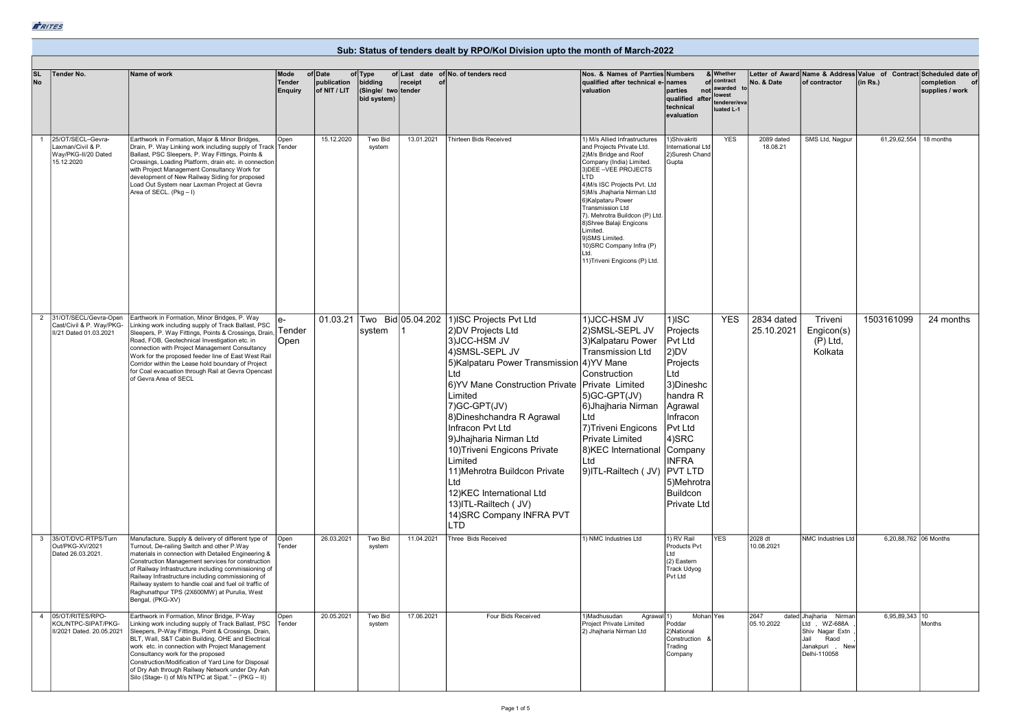RITES

## Sub: Status of tenders dealt by RPO/Kol Division upto the month of March-2022

| SL No | Tender No. | Name of work | Mode of Tender Enquiry | Date of publication of NIT / LIT | Type of bidding (Single/ two bid system) | Last date of receipt of tender | No. of tenders recd | Nos. & Names of Parrties qualified after technical e-valuation | Numbers & names of parties not qualified after technical evaluation | Whether contract awarded to lowest tenderer/evaluated L-1 | Letter of Award No. & Date | Name & Address of contractor | Value of Contract (in Rs.) | Scheduled date of completion of supplies / work |
|---|---|---|---|---|---|---|---|---|---|---|---|---|---|---|
| 1 | 25/OT/SECL–Gevra-Laxman/Civil & P. Way/PKG-II/20 Dated 15.12.2020 | Earthwork in Formation, Major & Minor Bridges, Drain, P. Way Linking work including supply of Track Ballast, PSC Sleepers, P. Way Fittings, Points & Crossings, Loading Platform, drain etc. in connection with Project Management Consultancy Work for development of New Railway Siding for proposed Load Out System near Laxman Project at Gevra Area of SECL. (Pkg – I) | Open Tender | 15.12.2020 | Two Bid system | 13.01.2021 | Thirteen Bids Received | 1) M/s Allied Infrastructures and Projects Private Ltd. 2)M/s Bridge and Roof Company (India) Limited. 3)DEE –VEE PROJECTS LTD 4)M/s ISC Projects Pvt. Ltd 5)M/s Jhajharia Nirman Ltd 6)Kalpataru Power Transmission Ltd 7). Mehrotra Buildcon (P) Ltd. 8)Shree Balaji Engicons Limited. 9)SMS Limited. 10)SRC Company Infra (P) Ltd. 11)Triveni Engicons (P) Ltd. | 1)Shivakriti International Ltd 2)Suresh Chand Gupta | YES | 2089 dated 18.08.21 | SMS Ltd, Nagpur | 61,29,62,554 | 18 months |
| 2 | 31/OT/SECL/Gevra-Open Cast/Civil & P. Way/PKG-II/21 Dated 01.03.2021 | Earthwork in Formation, Minor Bridges, P. Way Linking work including supply of Track Ballast, PSC Sleepers, P. Way Fittings, Points & Crossings, Drain, Road, FOB, Geotechnical Investigation etc. in connection with Project Management Consultancy Work for the proposed feeder line of East West Rail Corridor within the Lease hold boundary of Project for Coal evacuation through Rail at Gevra Opencast of Gevra Area of SECL | e-Tender Open | 01.03.21 | Two Bid system | 05.04.2021 | 1)ISC Projects Pvt Ltd 2)DV Projects Ltd 3)JCC-HSM JV 4)SMSL-SEPL JV 5)Kalpataru Power Transmission Ltd 6)YV Mane Construction Private Limited 7)GC-GPT(JV) 8)Dineshchandra R Agrawal Infracon Pvt Ltd 9)Jhajharia Nirman Ltd 10)Triveni Engicons Private Limited 11)Mehrotra Buildcon Private Ltd 12)KEC International Ltd 13)ITL-Railtech ( JV) 14)SRC Company INFRA PVT LTD | 1)JCC-HSM JV 2)SMSL-SEPL JV 3)Kalpataru Power Transmission Ltd 4)YV Mane Construction Private Limited 5)GC-GPT(JV) 6)Jhajharia Nirman Ltd 7)Triveni Engicons Private Limited 8)KEC International Ltd 9)ITL-Railtech ( JV) | 1)ISC Projects Pvt Ltd 2)DV Projects Ltd 3)Dineshchandra R Agrawal Infracon Pvt Ltd 4)SRC Company INFRA PVT LTD 5)Mehrotra Buildcon Private Ltd | YES | 2834 dated 25.10.2021 | Triveni Engicon(s) (P) Ltd, Kolkata | 1503161099 | 24 months |
| 3 | 35/OT/DVC-RTPS/Turn Out/PKG-XV/2021 Dated 26.03.2021. | Manufacture, Supply & delivery of different type of Turnout, De-railing Switch and other P.Way materials in connection with Detailed Engineering & Construction Management services for construction of Railway Infrastructure including commissioning of Railway Infrastructure including commissioning of Railway system to handle coal and fuel oil traffic of Raghunathpur TPS (2X600MW) at Purulia, West Bengal, (PKG-XV) | Open Tender | 26.03.2021 | Two Bid system | 11.04.2021 | Three Bids Received | 1) NMC Industries Ltd | 1) RV Rail Products Pvt Ltd (2) Eastern Track Udyog Pvt Ltd | YES | 2028 dt 10.08.2021 | NMC Industries Ltd | 6,20,88,762 | 06 Months |
| 4 | 05/OT/RITES/RPO-KOL/NTPC-SIPAT/PKG-II/2021 Dated. 20.05.2021 | Earthwork in Formation, Minor Bridge, P-Way Linking work including supply of Track Ballast, PSC Sleepers, P-Way Fittings, Point & Crossings, Drain, BLT, Wall, S&T Cabin Building, OHE and Electrical work etc. in connection with Project Management Consultancy work for the proposed Construction/Modification of Yard Line for Disposal of Dry Ash through Railway Network under Dry Ash Silo (Stage- I) of M/s NTPC at Sipat." – (PKG – II) | Open Tender | 20.05.2021 | Two Bid system | 17.06.2021 | Four Bids Received | 1)Madhusudan Agrawal Project Private Limited 2) Jhajharia Nirman Ltd | 1) Mohan Poddar 2)National Construction & Trading Company | Yes | 2647 dated 05.10.2022 | Jhajharia Nirman Ltd , WZ-688A , Shiv Nagar Extn , Jail Raod , Janakpuri , New Delhi-110058 | 6,95,89,343 | 10 Months |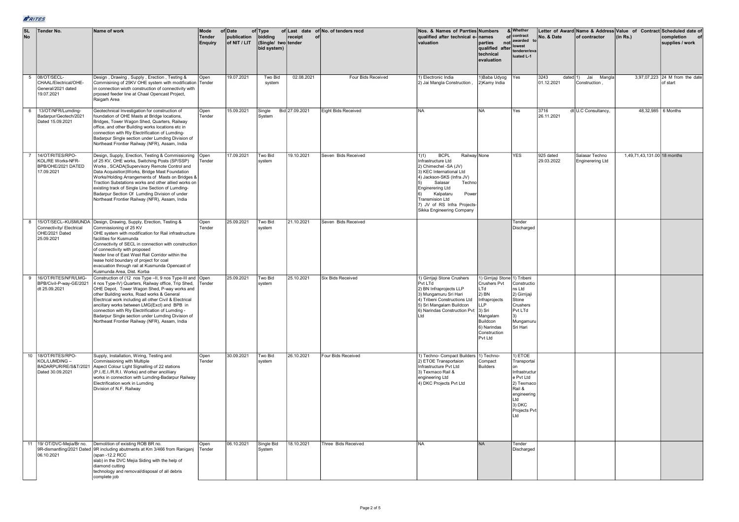| SL No | Tender No. | Name of work | Mode of Tender Enquiry | Date of publication of NIT / LIT | Type of bidding (Single/ two bid system) | Last date of receipt of tender | No. of tenders recd | Nos. & Names of Parrties qualified after technical e-valuation | Numbers & names of parties not qualified after technical evaluation | Whether contract awarded to lowest tenderer/evaluated L-1 | Letter of Award No. & Date | Name & Address of contractor | Value of Contract (in Rs.) | Scheduled date of completion of supplies / work |
|---|---|---|---|---|---|---|---|---|---|---|---|---|---|---|
| 5 | 08/OT/SECL-CHAAL/Electrical/OHE-General/2021 dated 19.07.2021 | Design , Drawing , Supply , Erection , Testing & Commisioning of 25KV OHE system with modification in connection wioth construction of connectivity with prposed feeder line at Chaal Opencast Project, Raigarh Area | Open Tender | 19.07.2021 | Two Bid system | 02.08.2021 | Four Bids Received | 1) Electronic India 2) Jai Mangla Construction , | 1)Baba Udyog 2)Kamy India | Yes | 3243 dated 01.12.2021 | 1) Jai Mangla Construction , | 3,97,07,223 | 24 M from the date of start |
| 6 | 13/OT/NFR/Lumding-Badarpur/Geotech/2021 Dated 15.09.2021 | Geotechnical Investigation for construction of foundation of OHE Masts at Bridge locations, Bridges, Tower Wagon Shed, Quarters, Railway office, and other Building works locations etc in connection with Rly Electrification of Lumding-Badarpur Single section under Lumding Division of Northeast Frontier Railway (NFR), Assam, India | Open Tender | 15.09.2021 | Single Bid System | 27.09.2021 | Eight Bids Received | NA | NA | Yes | 3716 dt 26.11.2021 | U.C Consultancy, | 48,32,985 | 6 Months |
| 7 | 14/OT/RITES/RPO-KOL/RE Works-NFR-BPB/OHE/2021 DATED 17.09.2021 | Design, Supply, Erection, Testing & Commissioning of 25 KV, OHE works, Switching Posts (SP/SSP) Works , SCADA(Supervisory Remote Control and Data Acquisition)Works, Bridge Mast Foundation Works/Holding Arrangements of Masts on Bridges & Traction Substations works and other allied works on existing track of Single Line Section of Lumding-Badarpur Section Of Lumding Division of under Northeast Frontier Railway (NFR), Assam, India | Open Tender | 17.09.2021 | Two Bid system | 19.10.2021 | Seven Bids Received | 1)1) BCPL Railway Infrastructure Ltd 2) Chimechel -SA (JV) 3) KEC International Ltd 4) Jackson-SKS (Infra JV) 5) Salasar Techno Enginerering Ltd 6) Kalpataru Power Transmision Ltd 7) JV of RS Infra Projects-Sikka Engineering Company | None | YES | 925 dated 29.03.2022 | Salasar Techno Enginerering Ltd | 1,49,71,43,131.00 | 18 months |
| 8 | 15/OT/SECL–KUSMUNDA Connectivity/ Electrical OHE/2021 Dated 25.09.2021 | Design, Drawing, Supply, Erection, Testing & Commissioning of 25 KV OHE system with modification for Rail infrastructure facilities for Kusmunda Connectivity of SECL in connection with construction of connectivity with proposed feeder line of East West Rail Corridor within the lease hold boundary of project for coal evacuation through rail at Kusmunda Opencast of Kusmunda Area, Dist. Korba | Open Tender | 25.09.2021 | Two Bid system | 21.10.2021 | Seven Bids Received | | | Tender Discharged | | | | |
| 9 | 16/OT/RITES/NFR/LMG-BPB/Civil-P-way-GE/2021 dt 25.09.2021 | Construction of (12 nos Type –II, 9 nos Type-III and 4 nos Type-IV) Quarters, Railway office, Trip Shed, OHE Depot, Tower Wagon Shed, P-way works and other Building works, Road works & General Electrical work including all other Civil & Electrical ancillary works between LMG(Excl) and BPB in connection with Rly Electrification of Lumding - Badarpur Single section under Lumding Division of Northeast Frontier Railway (NFR), Assam, India | Open Tender | 25.09.2021 | Two Bid system | 25.10.2021 | Six Bids Received | 1) Girrijaji Stone Crushers Pvt LTd 2) BN Infraprojects LLP 3) Mungamuru Sri Hari 4) Tribeni Constructions Ltd 5) Sri Mangalam Buildcon 6) Narindas Construction Pvt Ltd | 1) Girrijaji Stone Crushers Pvt LTd 2) BN Infraprojects LLP 3) Sri Mangalam Buildcon 6) Narindas Construction Pvt Ltd | 1) Tribeni Constructions Ltd 2) Girrijaji Stone Crushers Pvt LTd 3) Mungamuru Sri Hari | | | | |
| 10 | 18/OT/RITES/RPO-KOL/LUMDING – BADARPUR/RE/S&T/2021 Dated 30.09.2021 | Supply, Installation, Wiring, Testing and Commissioning with Multiple Aspect Colour Light Signalling of 22 stations (P.I./E.I./R.R.I. Works) and other ancilliary works in connection with Lumding-Badarpur Railway Electrification work in Lumding Division of N.F. Railway | Open Tender | 30.09.2021 | Two Bid system | 26.10.2021 | Four Bids Received | 1) Techno- Compact Builders 2) ETOE Transportaion Infrastructure Pvt Ltd 3) Texmaco Rail & engineering Ltd 4) DKC Projects Pvt Ltd | 1) Techno-Compact Builders | 1) ETOE Transportaion Infrastructure Pvt Ltd 2) Texmaco Rail & engineering Ltd 3) DKC Projects Pvt Ltd | | | | |
| 11 | 19/ OT/DVC-Mejia/Br no. 9R-dismantling/2021 Dated 06.10.2021 | Demolition of existing ROB BR no. 9R including abutments at Km 3/466 from Raniganj (span -12.2 RCC slab) in the DVC Mejia Siding with the help of diamond cutting technology and removal/disposal of all debris complete job | Open Tender | 06.10.2021 | Single Bid System | 18.10.2021 | Three Bids Received | NA | NA | Tender Discharged | | | | |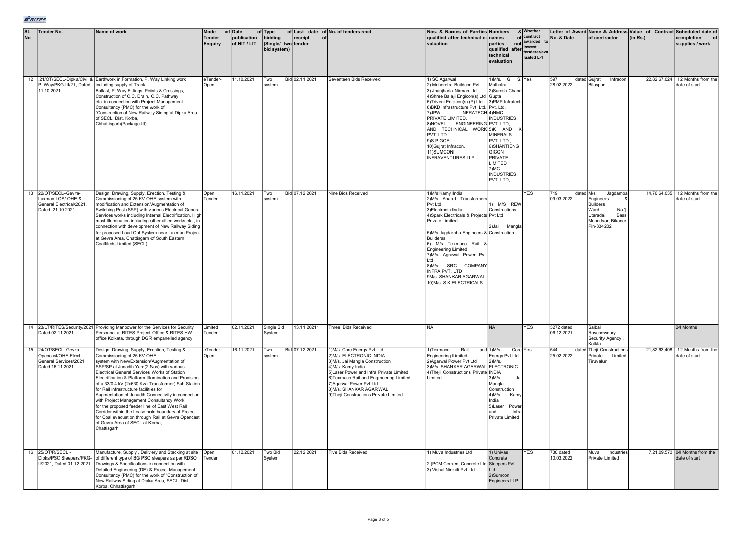| SL No | Tender No. | Name of work | Mode of Tender Enquiry | Date of publication of NIT / LIT | Type of bidding (Single/ two bid system) | Last date of receipt of tender | No. of tenders recd | Nos. & Names of Parrties qualified after technical e-valuation | Numbers & names of parties not qualified after technical evaluation | Whether contract awarded to lowest tenderer/evaluated L-1 | Letter of Award No. & Date | Name & Address of contractor | Value of Contract (in Rs.) | Scheduled date of completion of supplies / work |
|---|---|---|---|---|---|---|---|---|---|---|---|---|---|---|
| 12 | .21/OT/SECL-Dipka/Civil & P. Way/PKG-III/21, Dated. 11.10.2021 | Earthwork in Formation, P. Way Linking work including supply of Track Ballast, P. Way Fittings, Points & Crossings, Construction of C.C. Drain, C.C. Pathway etc. in connection with Project Management Consultancy (PMC) for the work of "Construction of New Railway Siding at Dipka Area of SECL, Dist. Korba, Chhattisgarh(Package-III) | eTender-Open | 11.10.2021 | Two Bid system | 02.11.2021 | Seventeen Bids Received | 1) SC Agarwal 2) Meherotra Buildcon Pvt 3) Jhanjharia Nirman Ltd 4)Shree Balaji Engicon(s) Ltd 5)Triveni Engicon(s) (P) Ltd 6)BKD Infrastructure Pvt. Ltd. 7)JPW INFRATECH PRIVATE LIMITED. 8)NOVEL ENGINEERING AND TECHNICAL WORK PVT. LTD 9)S P GOEL. 10)Gujrat Infracon. 11)SUMCON INFRAVENTURES LLP | 1)M/s. G. S. Malhotra 2)Suresh Chand Gupta 3)PMP Infratech Pvt. Ltd. 4)NMC INDUSTRIES PVT. LTD, 5)K AND K MINERALS PVT. LTD., 6)SHANTIENG GICON PRIVATE LIMITED 7)MC INDUSTRIES PVT. LTD, | Yes | 597 dated 28.02.2022 | Gujrat Infracon. Bilaspur | 22,82,67,024 | 12 Months from the date of start |
| 13 | 22/OT/SECL–Gevra-Laxman LOS/ OHE & General Electrical/2021, Dated. 21.10.2021 | Design, Drawing, Supply, Erection, Testing & Commissioning of 25 KV OHE system with modification and Extension/Augmentation of Switching Post (SSP) with various Electrical General Services works including Internal Electrification, High mast Illumination including other allied works etc., in connection with development of New Railway Siding for proposed Load Out System near Laxman Project at Gevra Area, Chattisgarh of South Eastern Coalfileds Limited (SECL) | Open Tender | 16.11.2021 | Two Bid system | 07.12.2021 | Nine Bids Received | 1)M/s Kamy India 2)M/s Anand Transformers Pvt Ltd 3)Electronic India 4)Spark Electricals & Projects Pvt Ltd Private Limited 5)M/s Jagdamba Engineers & Builderss 6) M/s Texmaco Rail & Engineering Limited 7)M/s. Agrawal Power Pvt. Ltd 8)M/s. SRC COMPANY INFRA PVT. LTD 9M/s. SHANKAR AGARWAL 10)M/s. S K ELECTRICALS | 1) M/S REW Constructions 2)Jai Mangla Construction | YES | 719 dated 09.03.2022 | M/s Jagdamba Engineers & Builders Ward No-'I, Utarada Bass, Moondsar, Bikaner Pin-334202 | 14,76,64,035 | 12 Months from the date of start |
| 14 | 23/LT/RITES/Security/2021 Dated 02.11.2021 | Providing Manpower for the Services for Security Personnel at RITES Project Office & RITES HW office Kolkata, through DGR empanelled agency | Limited Tender | 02.11.2021 | Single Bid System | 13.11.20211 | Three Bids Received | NA | NA | YES | 3272 dated 06.12.2021 | Saibal Roychowdury Security Agency , Kolkta | | 24 Months |
| 15 | 24/OT/SECL–Gevra Opencast/OHE-Elect. General Services/2021 Dated.16.11.2021 | Design, Drawing, Supply, Erection, Testing & Commissioning of 25 KV OHE system with New/Extension/Augmentation of SSP/SP at Junadih Yard(2 Nos) with various Electrical General Services Works of Station Electrification & Platform Illumination and Provision of a 33/0.4 kV (2x630 Kva Transformer) Sub Station for Rail infrastructure facilities for Augmentation of Junadih Connectivity in connection with Project Management Consultancy Work for the proposed feeder line of East West Rail Corridor within the Lease hold boundary of Project for Coal evacuation through Rail at Gevra Opencast of Gevra Area of SECL at Korba, Chattisgarh | eTender-Open | 16.11.2021 | Two Bid system | 07.12.2021 | 1)M/s. Core Energy Pvt Ltd 2)M/s. ELECTRONIC INDIA 3)M/s. Jai Mangla Construction 4)M/s. Kamy India 5)Laser Power and Infra Private Limited 6)Texmaco Rail and Engineering Limited 7)Agarwal Power Pvt Ltd 8)M/s. SHANKAR AGARWAL 9)Theji Constructions Private Limited | 1)Texmaco Rail and Engineering Limited 2)Agarwal Power Pvt Ltd 3)M/s. SHANKAR AGARWAL 4)Theji Constructions Private Limited | 1)M/s. Core Energy Pvt Ltd 2)M/s. ELECTRONIC INDIA 3)M/s. Jai Mangla Construction 4)M/s. Kamy India 5)Laser Power and Infra Private Limited | Yes | 544 dated 25.02.2022 | Theji Constructions Private Limited, Tiruvalur | 21,82,63,408 | 12 Months from the date of start |
| 16 | 25/OT/R/SECL - Dipka/PSC Sleepers/PKG-II/2021, Dated 01.12.2021 | Manufacture, Supply , Delivery and Stacking at site of different type of BG PSC sleepers as per RDSO Drawings & Specifications in connection with Detailed Engineering (DE) & Project Management Consultancy (PMC) for the work of "Construction of New Railway Siding at Dipka Area, SECL, Dist. Korba, Chhattisgarh | Open Tender | 01.12.2021 | Two Bid System | 22.12.2021 | Five Bids Received | 1) Muva Industries Ltd 2 )PCM Cement Concrete Ltd 3) Vishal Nirmiti Pvt Ltd | 1) Univas Concrete Sleepers Pvt Ltd 2)Sumcon Engineers LLP | YES | 730 dated 10.03.2022 | Muva Industries Private Limited | 7,21,09,573 | 04 Months from the date of start |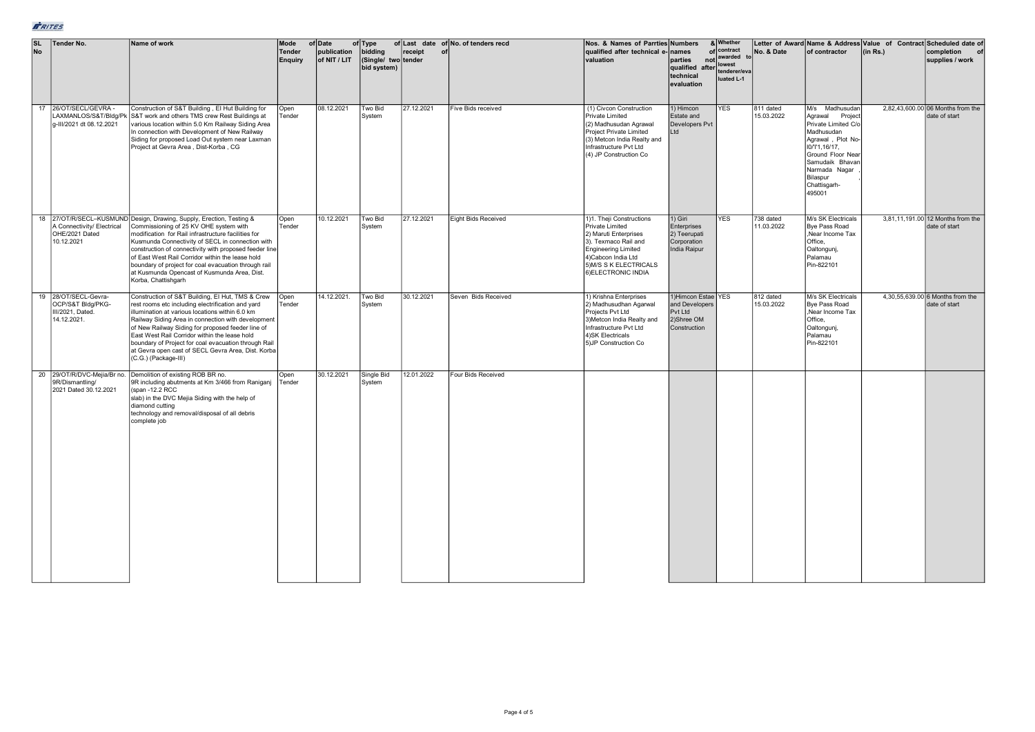| SL No | Tender No. | Name of work | Mode of Tender Enquiry | Date of publication of NIT / LIT | Type of bidding (Single/ two bid system) | Last date of receipt of tender | No. of tenders recd | Nos. & Names of Parrties qualified after technical e-valuation | Numbers & names of parties not qualified after technical evaluation | Whether contract awarded to lowest tenderer/evaluated L-1 | Letter of Award No. & Date | Name & Address of contractor | Value of Contract (in Rs.) | Scheduled date of completion of supplies / work |
|---|---|---|---|---|---|---|---|---|---|---|---|---|---|---|
| 17 | 26/OT/SECL/GEVRA - LAXMANLOS/S&T/Bldg/Pkg-III/2021 dt 08.12.2021 | Construction of S&T Building , EI Hut Building for S&T work and others TMS crew Rest Buildings at various location within 5.0 Km Railway Siding Area In connection with Development of New Railway Siding for proposed Load Out system near Laxman Project at Gevra Area , Dist-Korba , CG | Open Tender | 08.12.2021 | Two Bid System | 27.12.2021 | Five Bids received | (1) Civcon Construction Private Limited (2) Madhusudan Agrawal Project Private Limited (3) Metcon India Realty and Infrastructure Pvt Ltd (4) JP Construction Co | 1) Himcon Estate and Developers Pvt Ltd | YES | 811 dated 15.03.2022 | M/s Madhusudan Agrawal Project Private Limited C/o Madhusudan Agrawal , Plot No-I0/'I'1,16/17, Ground Floor Near Samudaik Bhavan Narmada Nagar , Bilaspur , Chattisgarh-495001 | 2,82,43,600.00 | 06 Months from the date of start |
| 18 | 27/OT/R/SECL–KUSMUNDA Connectivity/ Electrical OHE/2021 Dated 10.12.2021 | Design, Drawing, Supply, Erection, Testing & Commissioning of 25 KV OHE system with modification for Rail infrastructure facilities for Kusmunda Connectivity of SECL in connection with construction of connectivity with proposed feeder line of East West Rail Corridor within the lease hold boundary of project for coal evacuation through rail at Kusmunda Opencast of Kusmunda Area, Dist. Korba, Chattishgarh | Open Tender | 10.12.2021 | Two Bid System | 27.12.2021 | Eight Bids Received | 1)1. Theji Constructions Private Limited 2) Maruti Enterprises 3). Texmaco Rail and Engineering Limited 4)Cabcon India Ltd 5)M/S S K ELECTRICALS 6)ELECTRONIC INDIA | 1) Giri Enterprises 2) Teerupati Corporation India Raipur | YES | 738 dated 11.03.2022 | M/s SK Electricals Bye Pass Road ,Near Income Tax Office, Oaltongunj, Palamau Pin-822101 | 3,81,11,191.00 | 12 Months from the date of start |
| 19 | 28/OT/SECL-Gevra-OCP/S&T Bldg/PKG-III/2021, Dated. 14.12.2021. | Construction of S&T Building, EI Hut, TMS & Crew rest rooms etc including electrification and yard illumination at various locations within 6.0 km Railway Siding Area in connection with development of New Railway Siding for proposed feeder line of East West Rail Corridor within the lease hold boundary of Project for coal evacuation through Rail at Gevra open cast of SECL Gevra Area, Dist. Korba (C.G.) (Package-III) | Open Tender | 14.12.2021. | Two Bid System | 30.12.2021 | Seven Bids Received | 1) Krishna Enterprises 2) Madhusudhan Agarwal Projects Pvt Ltd 3)Metcon India Realty and Infrastructure Pvt Ltd 4)SK Electricals 5)JP Construction Co | 1)Himcon Estae and Developers Pvt Ltd 2)Shree OM Construction | YES | 812 dated 15.03.2022 | M/s SK Electricals Bye Pass Road ,Near Income Tax Office, Oaltongunj, Palamau Pin-822101 | 4,30,55,639.00 | 6 Months from the date of start |
| 20 | 29/OT/R/DVC-Mejia/Br no. 9R/Dismantling/ 2021 Dated 30.12.2021 | Demolition of existing ROB BR no. 9R including abutments at Km 3/466 from Raniganj (span -12.2 RCC slab) in the DVC Mejia Siding with the help of diamond cutting technology and removal/disposal of all debris complete job | Open Tender | 30.12.2021 | Single Bid System | 12.01.2022 | Four Bids Received | | | | | | | |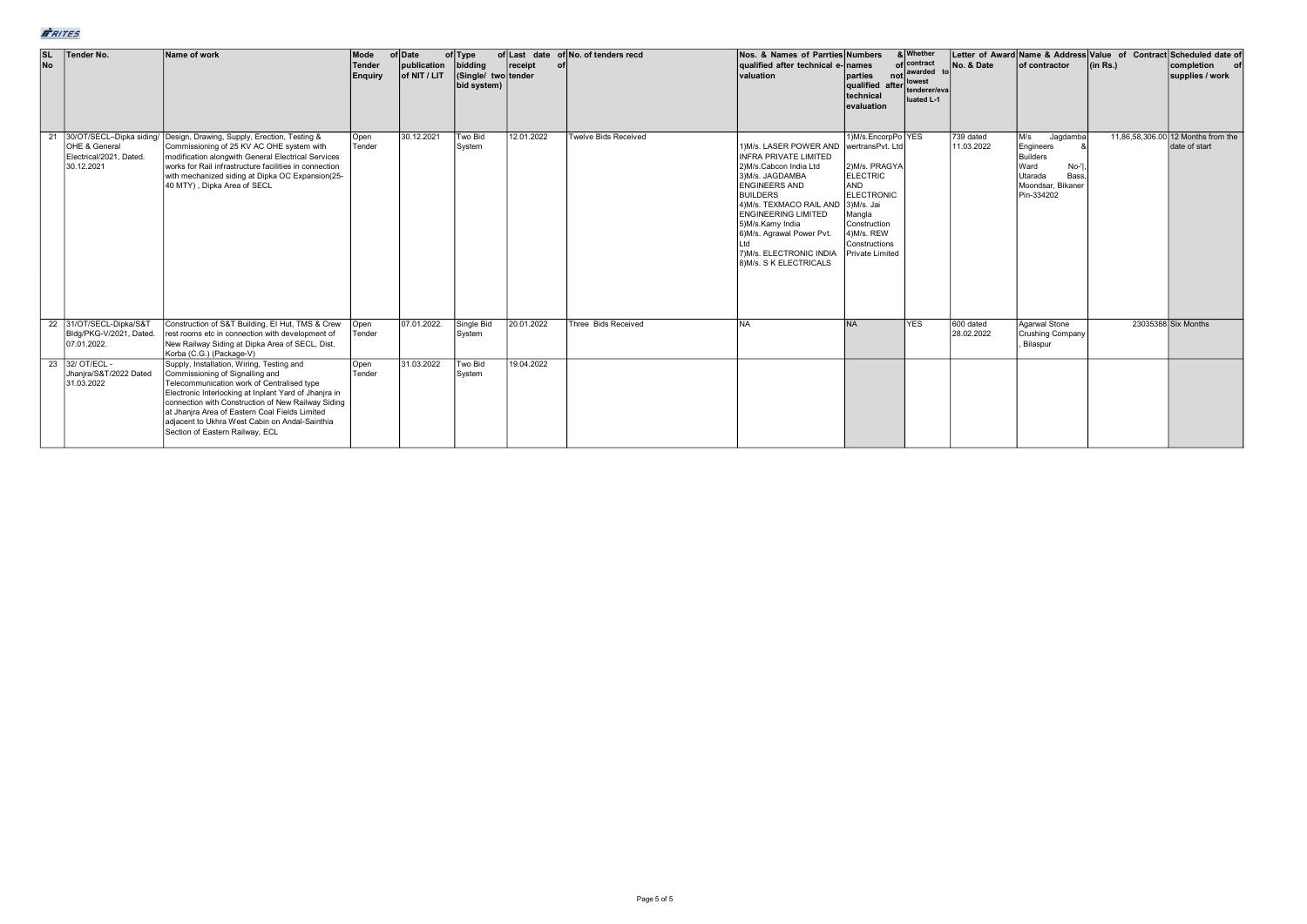| SL No | Tender No. | Name of work | Mode of Tender Enquiry | Date of publication of NIT / LIT | Type of bidding (Single/ two bid system) | Last date of receipt of tender | No. of tenders recd | Nos. & Names of Parrties qualified after technical e-valuation | Numbers & names of parties not qualified after technical evaluation | Whether contract awarded to lowest tenderer/evaluated L-1 | Letter of Award No. & Date | Name & Address of contractor | Value of Contract (in Rs.) | Scheduled date of completion of supplies / work |
|---|---|---|---|---|---|---|---|---|---|---|---|---|---|---|
| 21 | 30/OT/SECL–Dipka siding/ OHE & General Electrical/2021, Dated. 30.12.2021 | Design, Drawing, Supply, Erection, Testing & Commissioning of 25 KV AC OHE system with modification alongwith General Electrical Services works for Rail infrastructure facilities in connection with mechanized siding at Dipka OC Expansion(25-40 MTY) , Dipka Area of SECL | Open Tender | 30.12.2021 | Two Bid System | 12.01.2022 | Twelve Bids Received | 1)M/s. LASER POWER AND INFRA PRIVATE LIMITED 2)M/s.Cabcon India Ltd 3)M/s. JAGDAMBA ENGINEERS AND BUILDERS 4)M/s. TEXMACO RAIL AND ENGINEERING LIMITED 5)M/s.Kamy India 6)M/s. Agrawal Power Pvt. Ltd 7)M/s. ELECTRONIC INDIA 8)M/s. S K ELECTRICALS | 1)M/s.EncorpPowertransPvt. Ltd 2)M/s. PRAGYA ELECTRIC AND ELECTRONIC 3)M/s. Jai Mangla Construction 4)M/s. REW Constructions Private Limited | YES | 739 dated 11.03.2022 | M/s Jagdamba Engineers & Builders Ward No-'I, Utarada Bass, Moondsar, Bikaner Pin-334202 | 11,86,58,306.00 | 12 Months from the date of start |
| 22 | 31/OT/SECL-Dipka/S&T Bldg/PKG-V/2021, Dated. 07.01.2022. | Construction of S&T Building, EI Hut, TMS & Crew rest rooms etc in connection with development of New Railway Siding at Dipka Area of SECL, Dist. Korba (C.G.) (Package-V) | Open Tender | 07.01.2022. | Single Bid System | 20.01.2022 | Three Bids Received | NA | NA | YES | 600 dated 28.02.2022 | Agarwal Stone Crushing Company , Bilaspur | 23035388 | Six Months |
| 23 | 32/ OT/ECL - Jhanjra/S&T/2022 Dated 31.03.2022 | Supply, Installation, Wiring, Testing and Commissioning of Signalling and Telecommunication work of Centralised type Electronic Interlocking at Inplant Yard of Jhanjra in connection with Construction of New Railway Siding at Jhanjra Area of Eastern Coal Fields Limited adjacent to Ukhra West Cabin on Andal-Sainthia Section of Eastern Railway, ECL | Open Tender | 31.03.2022 | Two Bid System | 19.04.2022 | | | | | | | | |